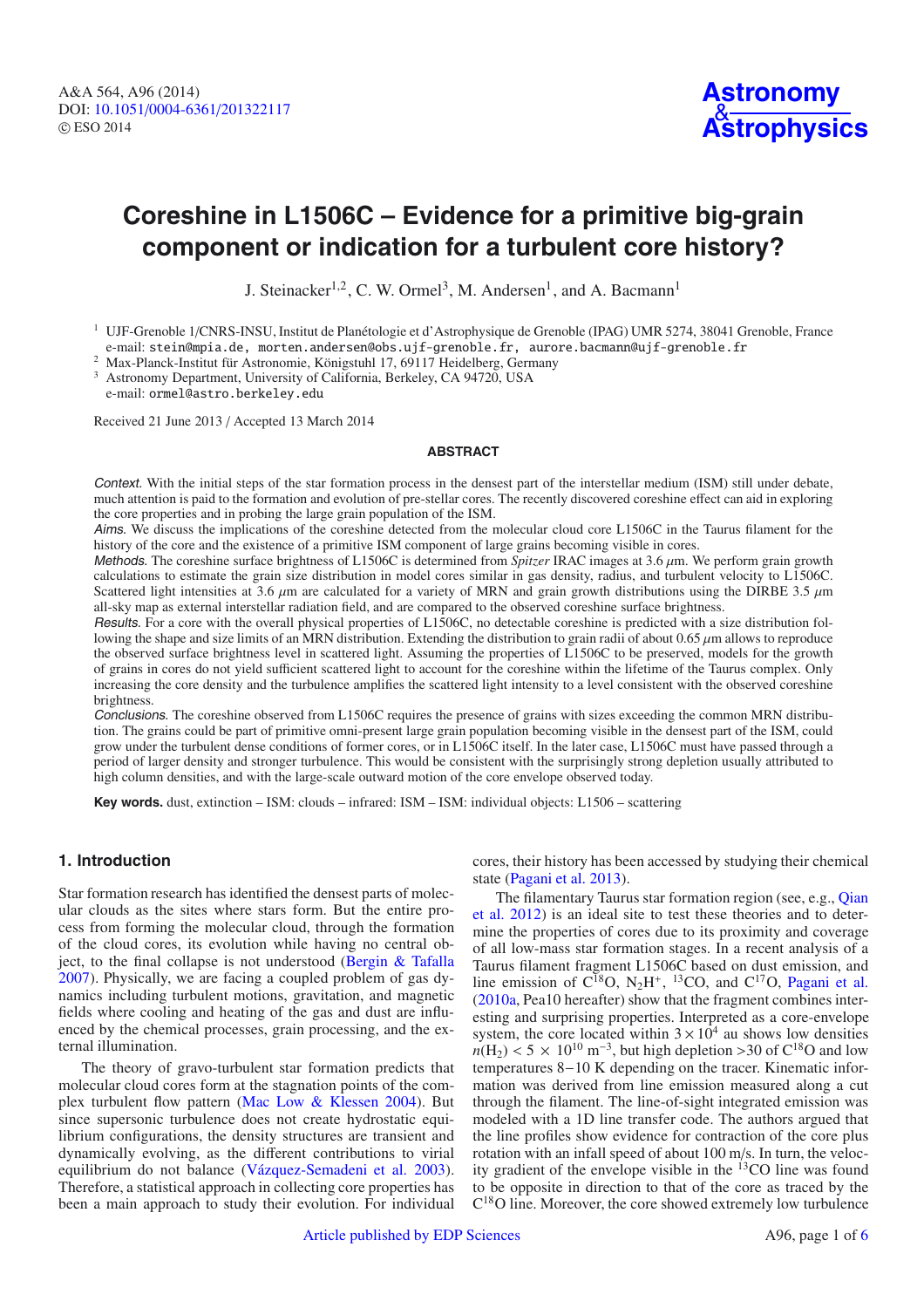# Coreshine in L1506C – Evidence for a primitive big-grain component or indication for a turbulent core history?

J. Steinacker[1,2], C. W. Ormel[3], M. Andersen[1], and A. Bacmann[1]

[1] UJF-Grenoble 1/CNRS-INSU, Institut de Planétologie et d'Astrophysique de Grenoble (IPAG) UMR 5274, 38041 Grenoble, France
e-mail: stein@mpia.de, morten.andersen@obs.ujf-grenoble.fr, aurore.bacmann@ujf-grenoble.fr

[2] Max-Planck-Institut für Astronomie, Königstuhl 17, 69117 Heidelberg, Germany

[3] Astronomy Department, University of California, Berkeley, CA 94720, USA
e-mail: ormel@astro.berkeley.edu

Received 21 June 2013 / Accepted 13 March 2014

## ABSTRACT

*Context.* With the initial steps of the star formation process in the densest part of the interstellar medium (ISM) still under debate, much attention is paid to the formation and evolution of pre-stellar cores. The recently discovered coreshine effect can aid in exploring the core properties and in probing the large grain population of the ISM.

*Aims.* We discuss the implications of the coreshine detected from the molecular cloud core L1506C in the Taurus filament for the history of the core and the existence of a primitive ISM component of large grains becoming visible in cores.

*Methods.* The coreshine surface brightness of L1506C is determined from *Spitzer* IRAC images at 3.6 $\mu$m. We perform grain growth calculations to estimate the grain size distribution in model cores similar in gas density, radius, and turbulent velocity to L1506C. Scattered light intensities at 3.6 $\mu$m are calculated for a variety of MRN and grain growth distributions using the DIRBE 3.5 $\mu$m all-sky map as external interstellar radiation field, and are compared to the observed coreshine surface brightness.

*Results.* For a core with the overall physical properties of L1506C, no detectable coreshine is predicted with a size distribution following the shape and size limits of an MRN distribution. Extending the distribution to grain radii of about 0.65 $\mu$m allows to reproduce the observed surface brightness level in scattered light. Assuming the properties of L1506C to be preserved, models for the growth of grains in cores do not yield sufficient scattered light to account for the coreshine within the lifetime of the Taurus complex. Only increasing the core density and the turbulence amplifies the scattered light intensity to a level consistent with the observed coreshine brightness.

*Conclusions.* The coreshine observed from L1506C requires the presence of grains with sizes exceeding the common MRN distribution. The grains could be part of primitive omni-present large grain population becoming visible in the densest part of the ISM, could grow under the turbulent dense conditions of former cores, or in L1506C itself. In the later case, L1506C must have passed through a period of larger density and stronger turbulence. This would be consistent with the surprisingly strong depletion usually attributed to high column densities, and with the large-scale outward motion of the core envelope observed today.

**Key words.** dust, extinction – ISM: clouds – infrared: ISM – ISM: individual objects: L1506 – scattering

## 1. Introduction

Star formation research has identified the densest parts of molecular clouds as the sites where stars form. But the entire process from forming the molecular cloud, through the formation of the cloud cores, its evolution while having no central object, to the final collapse is not understood (Bergin & Tafalla 2007). Physically, we are facing a coupled problem of gas dynamics including turbulent motions, gravitation, and magnetic fields where cooling and heating of the gas and dust are influenced by the chemical processes, grain processing, and the external illumination.

The theory of gravo-turbulent star formation predicts that molecular cloud cores form at the stagnation points of the complex turbulent flow pattern (Mac Low & Klessen 2004). But since supersonic turbulence does not create hydrostatic equilibrium configurations, the density structures are transient and dynamically evolving, as the different contributions to virial equilibrium do not balance (Vázquez-Semadeni et al. 2003). Therefore, a statistical approach in collecting core properties has been a main approach to study their evolution. For individual cores, their history has been accessed by studying their chemical state (Pagani et al. 2013).

The filamentary Taurus star formation region (see, e.g., Qian et al. 2012) is an ideal site to test these theories and to determine the properties of cores due to its proximity and coverage of all low-mass star formation stages. In a recent analysis of a Taurus filament fragment L1506C based on dust emission, and line emission of $C^{18}O$, $N_2H^+$, $^{13}CO$, and $C^{17}O$, Pagani et al. (2010a, Pea10 hereafter) show that the fragment combines interesting and surprising properties. Interpreted as a core-envelope system, the core located within $3 \times 10^4$ au shows low densities $n(H_2) < 5 \times 10^{10}$ m$^{-3}$, but high depletion >30 of $C^{18}O$ and low temperatures 8−10 K depending on the tracer. Kinematic information was derived from line emission measured along a cut through the filament. The line-of-sight integrated emission was modeled with a 1D line transfer code. The authors argued that the line profiles show evidence for contraction of the core plus rotation with an infall speed of about 100 m/s. In turn, the velocity gradient of the envelope visible in the $^{13}CO$ line was found to be opposite in direction to that of the core as traced by the $C^{18}O$ line. Moreover, the core showed extremely low turbulence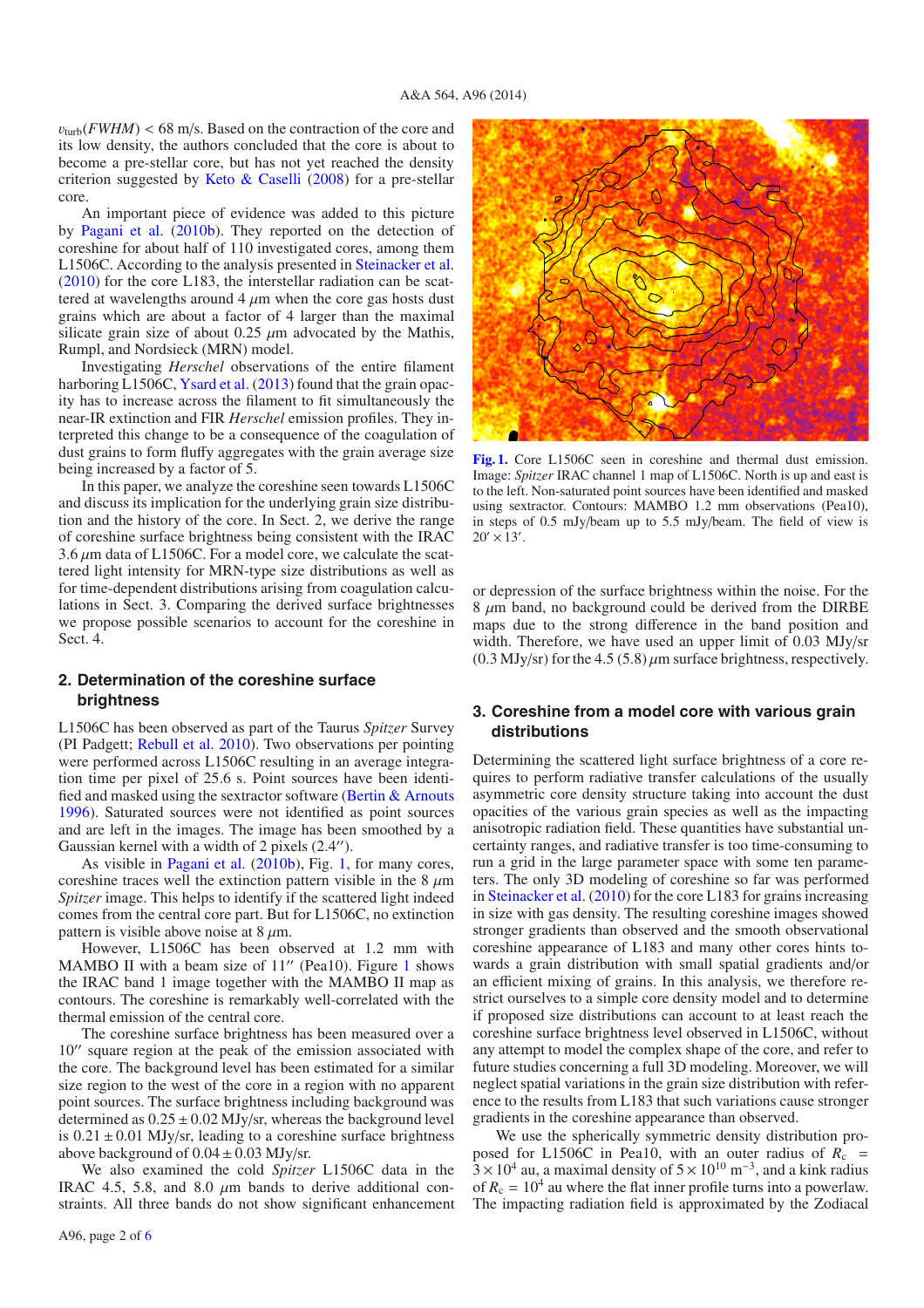$v_{\rm turb}(FWHM) < 68$ m/s. Based on the contraction of the core and its low density, the authors concluded that the core is about to become a pre-stellar core, but has not yet reached the density criterion suggested by Keto & Caselli (2008) for a pre-stellar core.

An important piece of evidence was added to this picture by Pagani et al. (2010b). They reported on the detection of coreshine for about half of 110 investigated cores, among them L1506C. According to the analysis presented in Steinacker et al. (2010) for the core L183, the interstellar radiation can be scattered at wavelengths around 4 $\mu$m when the core gas hosts dust grains which are about a factor of 4 larger than the maximal silicate grain size of about 0.25 $\mu$m advocated by the Mathis, Rumpl, and Nordsieck (MRN) model.

Investigating *Herschel* observations of the entire filament harboring L1506C, Ysard et al. (2013) found that the grain opacity has to increase across the filament to fit simultaneously the near-IR extinction and FIR *Herschel* emission profiles. They interpreted this change to be a consequence of the coagulation of dust grains to form fluffy aggregates with the grain average size being increased by a factor of 5.

In this paper, we analyze the coreshine seen towards L1506C and discuss its implication for the underlying grain size distribution and the history of the core. In Sect. 2, we derive the range of coreshine surface brightness being consistent with the IRAC 3.6 $\mu$m data of L1506C. For a model core, we calculate the scattered light intensity for MRN-type size distributions as well as for time-dependent distributions arising from coagulation calculations in Sect. 3. Comparing the derived surface brightnesses we propose possible scenarios to account for the coreshine in Sect. 4.

## 2. Determination of the coreshine surface brightness

L1506C has been observed as part of the Taurus *Spitzer* Survey (PI Padgett; Rebull et al. 2010). Two observations per pointing were performed across L1506C resulting in an average integration time per pixel of 25.6 s. Point sources have been identified and masked using the sextractor software (Bertin & Arnouts 1996). Saturated sources were not identified as point sources and are left in the images. The image has been smoothed by a Gaussian kernel with a width of 2 pixels (2.4″).

As visible in Pagani et al. (2010b), Fig. 1, for many cores, coreshine traces well the extinction pattern visible in the 8 $\mu$m *Spitzer* image. This helps to identify if the scattered light indeed comes from the central core part. But for L1506C, no extinction pattern is visible above noise at 8 $\mu$m.

However, L1506C has been observed at 1.2 mm with MAMBO II with a beam size of 11″ (Pea10). Figure 1 shows the IRAC band 1 image together with the MAMBO II map as contours. The coreshine is remarkably well-correlated with the thermal emission of the central core.

The coreshine surface brightness has been measured over a 10″ square region at the peak of the emission associated with the core. The background level has been estimated for a similar size region to the west of the core in a region with no apparent point sources. The surface brightness including background was determined as $0.25 \pm 0.02$ MJy/sr, whereas the background level is $0.21 \pm 0.01$ MJy/sr, leading to a coreshine surface brightness above background of $0.04 \pm 0.03$ MJy/sr.

We also examined the cold *Spitzer* L1506C data in the IRAC 4.5, 5.8, and 8.0 $\mu$m bands to derive additional constraints. All three bands do not show significant enhancement or depression of the surface brightness within the noise. For the 8 $\mu$m band, no background could be derived from the DIRBE maps due to the strong difference in the band position and width. Therefore, we have used an upper limit of 0.03 MJy/sr (0.3 MJy/sr) for the 4.5 (5.8) $\mu$m surface brightness, respectively.

**Fig. 1.** Core L1506C seen in coreshine and thermal dust emission. Image: *Spitzer* IRAC channel 1 map of L1506C. North is up and east is to the left. Non-saturated point sources have been identified and masked using sextractor. Contours: MAMBO 1.2 mm observations (Pea10), in steps of 0.5 mJy/beam up to 5.5 mJy/beam. The field of view is $20' \times 13'$.

## 3. Coreshine from a model core with various grain distributions

Determining the scattered light surface brightness of a core requires to perform radiative transfer calculations of the usually asymmetric core density structure taking into account the dust opacities of the various grain species as well as the impacting anisotropic radiation field. These quantities have substantial uncertainty ranges, and radiative transfer is too time-consuming to run a grid in the large parameter space with some ten parameters. The only 3D modeling of coreshine so far was performed in Steinacker et al. (2010) for the core L183 for grains increasing in size with gas density. The resulting coreshine images showed stronger gradients than observed and the smooth observational coreshine appearance of L183 and many other cores hints towards a grain distribution with small spatial gradients and/or an efficient mixing of grains. In this analysis, we therefore restrict ourselves to a simple core density model and to determine if proposed size distributions can account to at least reach the coreshine surface brightness level observed in L1506C, without any attempt to model the complex shape of the core, and refer to future studies concerning a full 3D modeling. Moreover, we will neglect spatial variations in the grain size distribution with reference to the results from L183 that such variations cause stronger gradients in the coreshine appearance than observed.

We use the spherically symmetric density distribution proposed for L1506C in Pea10, with an outer radius of $R_{\rm c} = 3 \times 10^4$ au, a maximal density of $5 \times 10^{10}$ m$^{-3}$, and a kink radius of $R_{\rm c} = 10^4$ au where the flat inner profile turns into a powerlaw. The impacting radiation field is approximated by the Zodiacal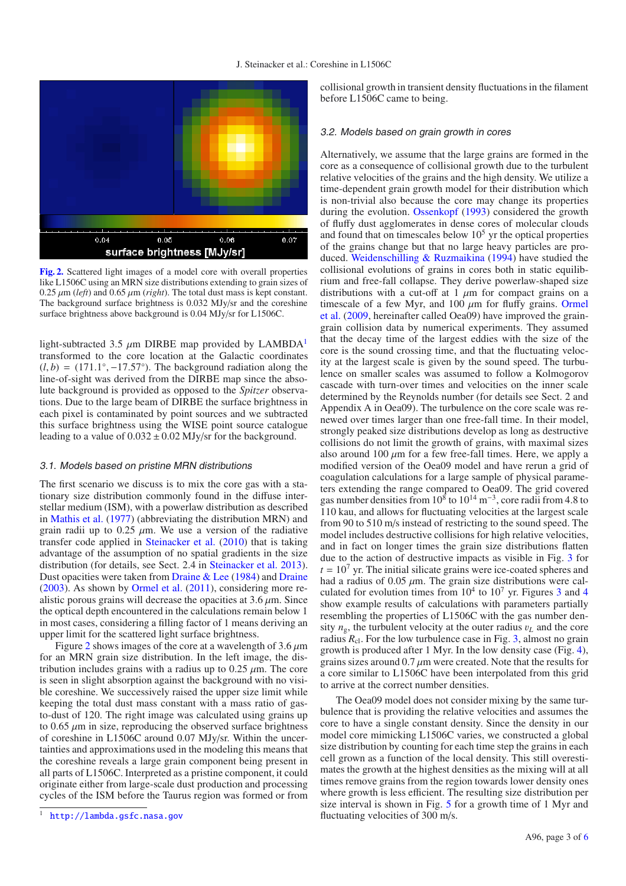Fig. 2. Scattered light images of a model core with overall properties like L1506C using an MRN size distributions extending to grain sizes of 0.25 $\mu$m (*left*) and 0.65 $\mu$m (*right*). The total dust mass is kept constant. The background surface brightness is 0.032 MJy/sr and the coreshine surface brightness above background is 0.04 MJy/sr for L1506C.

light-subtracted 3.5 $\mu$m DIRBE map provided by LAMBDA[1] transformed to the core location at the Galactic coordinates $(l, b) = (171.1^\circ, -17.57^\circ)$. The background radiation along the line-of-sight was derived from the DIRBE map since the absolute background is provided as opposed to the *Spitzer* observations. Due to the large beam of DIRBE the surface brightness in each pixel is contaminated by point sources and we subtracted this surface brightness using the WISE point source catalogue leading to a value of $0.032 \pm 0.02$ MJy/sr for the background.

### 3.1. Models based on pristine MRN distributions

The first scenario we discuss is to mix the core gas with a stationary size distribution commonly found in the diffuse interstellar medium (ISM), with a powerlaw distribution as described in Mathis et al. (1977) (abbreviating the distribution MRN) and grain radii up to 0.25 $\mu$m. We use a version of the radiative transfer code applied in Steinacker et al. (2010) that is taking advantage of the assumption of no spatial gradients in the size distribution (for details, see Sect. 2.4 in Steinacker et al. 2013). Dust opacities were taken from Draine & Lee (1984) and Draine (2003). As shown by Ormel et al. (2011), considering more realistic porous grains will decrease the opacities at 3.6 $\mu$m. Since the optical depth encountered in the calculations remain below 1 in most cases, considering a filling factor of 1 means deriving an upper limit for the scattered light surface brightness.

Figure 2 shows images of the core at a wavelength of 3.6 $\mu$m for an MRN grain size distribution. In the left image, the distribution includes grains with a radius up to 0.25 $\mu$m. The core is seen in slight absorption against the background with no visible coreshine. We successively raised the upper size limit while keeping the total dust mass constant with a mass ratio of gas-to-dust of 120. The right image was calculated using grains up to 0.65 $\mu$m in size, reproducing the observed surface brightness of coreshine in L1506C around 0.07 MJy/sr. Within the uncertainties and approximations used in the modeling this means that the coreshine reveals a large grain component being present in all parts of L1506C. Interpreted as a pristine component, it could originate either from large-scale dust production and processing cycles of the ISM before the Taurus region was formed or from collisional growth in transient density fluctuations in the filament before L1506C came to being.

### 3.2. Models based on grain growth in cores

Alternatively, we assume that the large grains are formed in the core as a consequence of collisional growth due to the turbulent relative velocities of the grains and the high density. We utilize a time-dependent grain growth model for their distribution which is non-trivial also because the core may change its properties during the evolution. Ossenkopf (1993) considered the growth of fluffy dust agglomerates in dense cores of molecular clouds and found that on timescales below $10^5$ yr the optical properties of the grains change but that no large heavy particles are produced. Weidenschilling & Ruzmaikina (1994) have studied the collisional evolutions of grains in cores both in static equilibrium and free-fall collapse. They derive powerlaw-shaped size distributions with a cut-off at 1 $\mu$m for compact grains on a timescale of a few Myr, and 100 $\mu$m for fluffy grains. Ormel et al. (2009, hereinafter called Oea09) have improved the grain-grain collision data by numerical experiments. They assumed that the decay time of the largest eddies with the size of the core is the sound crossing time, and that the fluctuating velocity at the largest scale is given by the sound speed. The turbulence on smaller scales was assumed to follow a Kolmogorov cascade with turn-over times and velocities on the inner scale determined by the Reynolds number (for details see Sect. 2 and Appendix A in Oea09). The turbulence on the core scale was renewed over times larger than one free-fall time. In their model, strongly peaked size distributions develop as long as destructive collisions do not limit the growth of grains, with maximal sizes also around 100 $\mu$m for a few free-fall times. Here, we apply a modified version of the Oea09 model and have rerun a grid of coagulation calculations for a large sample of physical parameters extending the range compared to Oea09. The grid covered gas number densities from $10^8$ to $10^{14}$ m$^{-3}$, core radii from 4.8 to 110 kau, and allows for fluctuating velocities at the largest scale from 90 to 510 m/s instead of restricting to the sound speed. The model includes destructive collisions for high relative velocities, and in fact on longer times the grain size distributions flatten due to the action of destructive impacts as visible in Fig. 3 for $t = 10^7$ yr. The initial silicate grains were ice-coated spheres and had a radius of 0.05 $\mu$m. The grain size distributions were calculated for evolution times from $10^4$ to $10^7$ yr. Figures 3 and 4 show example results of calculations with parameters partially resembling the properties of L1506C with the gas number density $n_g$, the turbulent velocity at the outer radius $v_L$ and the core radius $R_{cl}$. For the low turbulence case in Fig. 3, almost no grain growth is produced after 1 Myr. In the low density case (Fig. 4), grains sizes around 0.7 $\mu$m were created. Note that the results for a core similar to L1506C have been interpolated from this grid to arrive at the correct number densities.

The Oea09 model does not consider mixing by the same turbulence that is providing the relative velocities and assumes the core to have a single constant density. Since the density in our model core mimicking L1506C varies, we constructed a global size distribution by counting for each time step the grains in each cell grown as a function of the local density. This still overestimates the growth at the highest densities as the mixing will at all times remove grains from the region towards lower density ones where growth is less efficient. The resulting size distribution per size interval is shown in Fig. 5 for a growth time of 1 Myr and fluctuating velocities of 300 m/s.

[1] http://lambda.gsfc.nasa.gov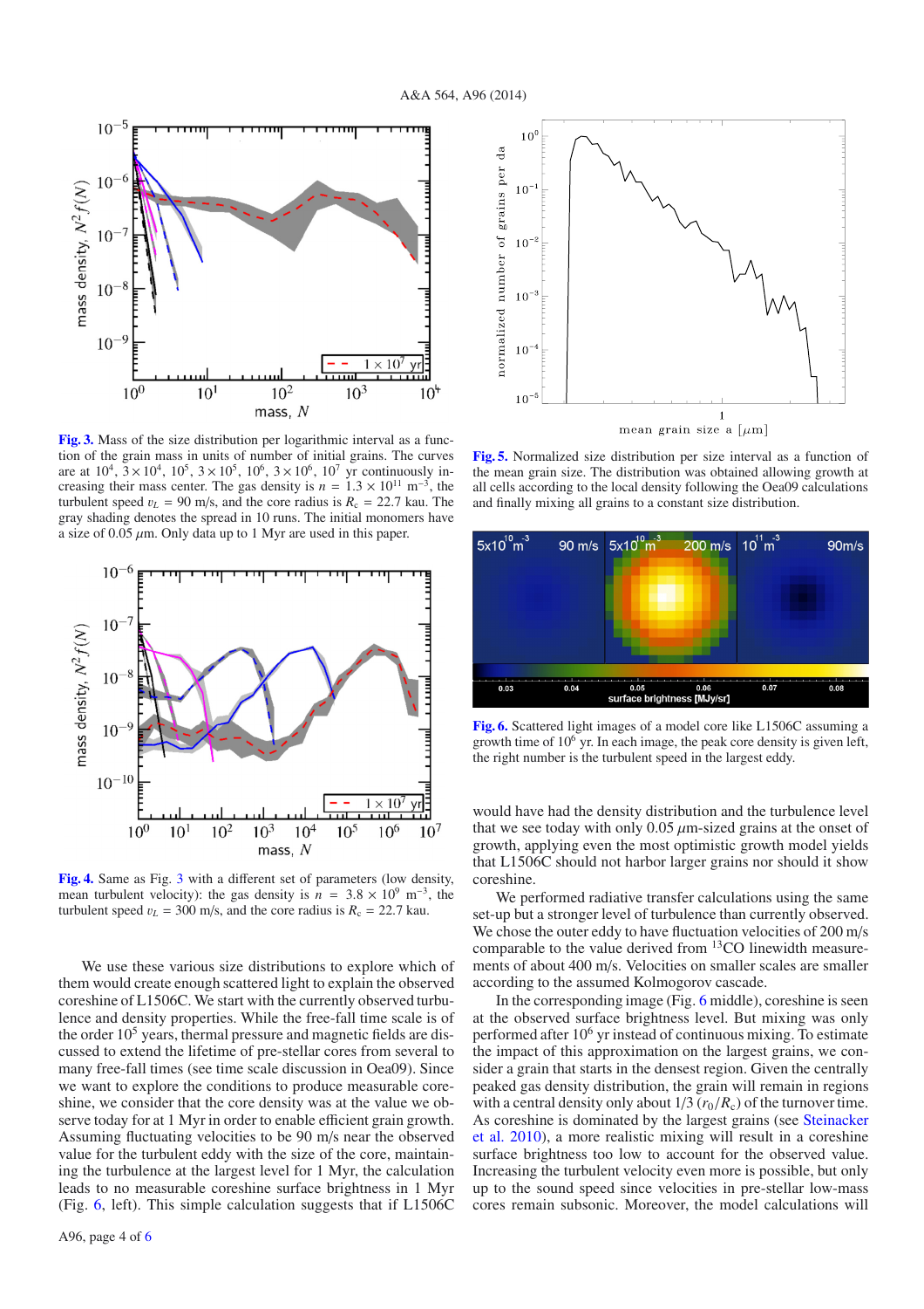**Fig. 3.** Mass of the size distribution per logarithmic interval as a function of the grain mass in units of number of initial grains. The curves are at $10^4$, $3 \times 10^4$, $10^5$, $3 \times 10^5$, $10^6$, $3 \times 10^6$, $10^7$ yr continuously increasing their mass center. The gas density is $n = 1.3 \times 10^{11}$ m$^{-3}$, the turbulent speed $v_L = 90$ m/s, and the core radius is $R_c = 22.7$ kau. The gray shading denotes the spread in 10 runs. The initial monomers have a size of 0.05 $\mu$m. Only data up to 1 Myr are used in this paper.

**Fig. 4.** Same as Fig. 3 with a different set of parameters (low density, mean turbulent velocity): the gas density is $n = 3.8 \times 10^9$ m$^{-3}$, the turbulent speed $v_L = 300$ m/s, and the core radius is $R_c = 22.7$ kau.

We use these various size distributions to explore which of them would create enough scattered light to explain the observed coreshine of L1506C. We start with the currently observed turbulence and density properties. While the free-fall time scale is of the order $10^5$ years, thermal pressure and magnetic fields are discussed to extend the lifetime of pre-stellar cores from several to many free-fall times (see time scale discussion in Oea09). Since we want to explore the conditions to produce measurable coreshine, we consider that the core density was at the value we observe today for at 1 Myr in order to enable efficient grain growth. Assuming fluctuating velocities to be 90 m/s near the observed value for the turbulent eddy with the size of the core, maintaining the turbulence at the largest level for 1 Myr, the calculation leads to no measurable coreshine surface brightness in 1 Myr (Fig. 6, left). This simple calculation suggests that if L1506C

**Fig. 5.** Normalized size distribution per size interval as a function of the mean grain size. The distribution was obtained allowing growth at all cells according to the local density following the Oea09 calculations and finally mixing all grains to a constant size distribution.

**Fig. 6.** Scattered light images of a model core like L1506C assuming a growth time of $10^6$ yr. In each image, the peak core density is given left, the right number is the turbulent speed in the largest eddy.

would have had the density distribution and the turbulence level that we see today with only 0.05 $\mu$m-sized grains at the onset of growth, applying even the most optimistic growth model yields that L1506C should not harbor larger grains nor should it show coreshine.

We performed radiative transfer calculations using the same set-up but a stronger level of turbulence than currently observed. We chose the outer eddy to have fluctuation velocities of 200 m/s comparable to the value derived from $^{13}$CO linewidth measurements of about 400 m/s. Velocities on smaller scales are smaller according to the assumed Kolmogorov cascade.

In the corresponding image (Fig. 6 middle), coreshine is seen at the observed surface brightness level. But mixing was only performed after $10^6$ yr instead of continuous mixing. To estimate the impact of this approximation on the largest grains, we consider a grain that starts in the densest region. Given the centrally peaked gas density distribution, the grain will remain in regions with a central density only about 1/3 ($r_0/R_c$) of the turnover time. As coreshine is dominated by the largest grains (see Steinacker et al. 2010), a more realistic mixing will result in a coreshine surface brightness too low to account for the observed value. Increasing the turbulent velocity even more is possible, but only up to the sound speed since velocities in pre-stellar low-mass cores remain subsonic. Moreover, the model calculations will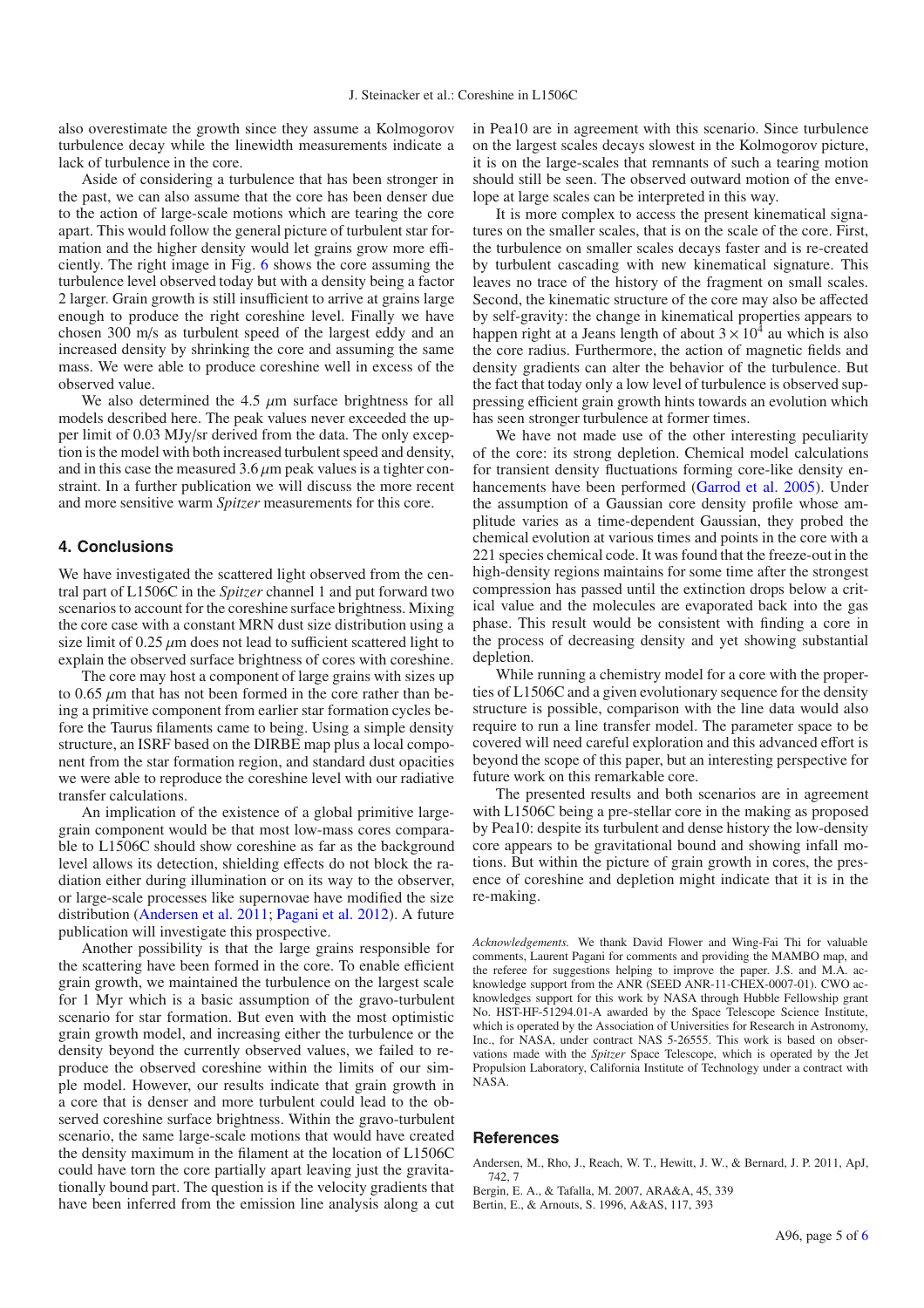also overestimate the growth since they assume a Kolmogorov turbulence decay while the linewidth measurements indicate a lack of turbulence in the core.

Aside of considering a turbulence that has been stronger in the past, we can also assume that the core has been denser due to the action of large-scale motions which are tearing the core apart. This would follow the general picture of turbulent star formation and the higher density would let grains grow more efficiently. The right image in Fig. 6 shows the core assuming the turbulence level observed today but with a density being a factor 2 larger. Grain growth is still insufficient to arrive at grains large enough to produce the right coreshine level. Finally we have chosen 300 m/s as turbulent speed of the largest eddy and an increased density by shrinking the core and assuming the same mass. We were able to produce coreshine well in excess of the observed value.

We also determined the 4.5 $\mu$m surface brightness for all models described here. The peak values never exceeded the upper limit of 0.03 MJy/sr derived from the data. The only exception is the model with both increased turbulent speed and density, and in this case the measured 3.6 $\mu$m peak values is a tighter constraint. In a further publication we will discuss the more recent and more sensitive warm *Spitzer* measurements for this core.

## 4. Conclusions

We have investigated the scattered light observed from the central part of L1506C in the *Spitzer* channel 1 and put forward two scenarios to account for the coreshine surface brightness. Mixing the core case with a constant MRN dust size distribution using a size limit of 0.25 $\mu$m does not lead to sufficient scattered light to explain the observed surface brightness of cores with coreshine.

The core may host a component of large grains with sizes up to 0.65 $\mu$m that has not been formed in the core rather than being a primitive component from earlier star formation cycles before the Taurus filaments came to being. Using a simple density structure, an ISRF based on the DIRBE map plus a local component from the star formation region, and standard dust opacities we were able to reproduce the coreshine level with our radiative transfer calculations.

An implication of the existence of a global primitive large-grain component would be that most low-mass cores comparable to L1506C should show coreshine as far as the background level allows its detection, shielding effects do not block the radiation either during illumination or on its way to the observer, or large-scale processes like supernovae have modified the size distribution (Andersen et al. 2011; Pagani et al. 2012). A future publication will investigate this prospective.

Another possibility is that the large grains responsible for the scattering have been formed in the core. To enable efficient grain growth, we maintained the turbulence on the largest scale for 1 Myr which is a basic assumption of the gravo-turbulent scenario for star formation. But even with the most optimistic grain growth model, and increasing either the turbulence or the density beyond the currently observed values, we failed to reproduce the observed coreshine within the limits of our simple model. However, our results indicate that grain growth in a core that is denser and more turbulent could lead to the observed coreshine surface brightness. Within the gravo-turbulent scenario, the same large-scale motions that would have created the density maximum in the filament at the location of L1506C could have torn the core partially apart leaving just the gravitationally bound part. The question is if the velocity gradients that have been inferred from the emission line analysis along a cut in Pea10 are in agreement with this scenario. Since turbulence on the largest scales decays slowest in the Kolmogorov picture, it is on the large-scales that remnants of such a tearing motion should still be seen. The observed outward motion of the envelope at large scales can be interpreted in this way.

It is more complex to access the present kinematical signatures on the smaller scales, that is on the scale of the core. First, the turbulence on smaller scales decays faster and is re-created by turbulent cascading with new kinematical signature. This leaves no trace of the history of the fragment on small scales. Second, the kinematic structure of the core may also be affected by self-gravity: the change in kinematical properties appears to happen right at a Jeans length of about $3 \times 10^4$ au which is also the core radius. Furthermore, the action of magnetic fields and density gradients can alter the behavior of the turbulence. But the fact that today only a low level of turbulence is observed suppressing efficient grain growth hints towards an evolution which has seen stronger turbulence at former times.

We have not made use of the other interesting peculiarity of the core: its strong depletion. Chemical model calculations for transient density fluctuations forming core-like density enhancements have been performed (Garrod et al. 2005). Under the assumption of a Gaussian core density profile whose amplitude varies as a time-dependent Gaussian, they probed the chemical evolution at various times and points in the core with a 221 species chemical code. It was found that the freeze-out in the high-density regions maintains for some time after the strongest compression has passed until the extinction drops below a critical value and the molecules are evaporated back into the gas phase. This result would be consistent with finding a core in the process of decreasing density and yet showing substantial depletion.

While running a chemistry model for a core with the properties of L1506C and a given evolutionary sequence for the density structure is possible, comparison with the line data would also require to run a line transfer model. The parameter space to be covered will need careful exploration and this advanced effort is beyond the scope of this paper, but an interesting perspective for future work on this remarkable core.

The presented results and both scenarios are in agreement with L1506C being a pre-stellar core in the making as proposed by Pea10: despite its turbulent and dense history the low-density core appears to be gravitational bound and showing infall motions. But within the picture of grain growth in cores, the presence of coreshine and depletion might indicate that it is in the re-making.

*Acknowledgements.* We thank David Flower and Wing-Fai Thi for valuable comments, Laurent Pagani for comments and providing the MAMBO map, and the referee for suggestions helping to improve the paper. J.S. and M.A. acknowledge support from the ANR (SEED ANR-11-CHEX-0007-01). CWO acknowledges support for this work by NASA through Hubble Fellowship grant No. HST-HF-51294.01-A awarded by the Space Telescope Science Institute, which is operated by the Association of Universities for Research in Astronomy, Inc., for NASA, under contract NAS 5-26555. This work is based on observations made with the *Spitzer* Space Telescope, which is operated by the Jet Propulsion Laboratory, California Institute of Technology under a contract with NASA.

## References

Andersen, M., Rho, J., Reach, W. T., Hewitt, J. W., & Bernard, J. P. 2011, ApJ, 742, 7

Bergin, E. A., & Tafalla, M. 2007, ARA&A, 45, 339

Bertin, E., & Arnouts, S. 1996, A&AS, 117, 393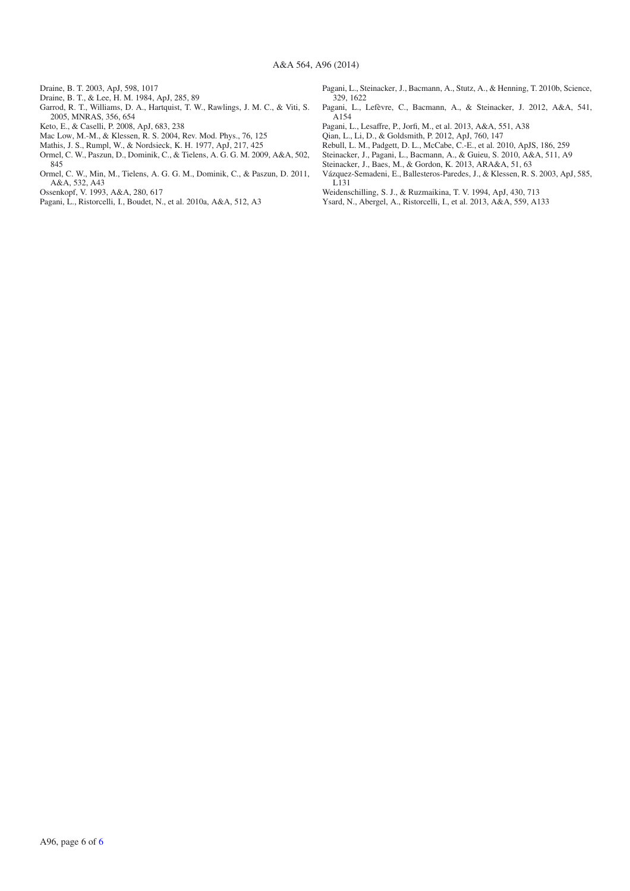Draine, B. T. 2003, ApJ, 598, 1017

Draine, B. T., & Lee, H. M. 1984, ApJ, 285, 89

Garrod, R. T., Williams, D. A., Hartquist, T. W., Rawlings, J. M. C., & Viti, S. 2005, MNRAS, 356, 654

Keto, E., & Caselli, P. 2008, ApJ, 683, 238

Mac Low, M.-M., & Klessen, R. S. 2004, Rev. Mod. Phys., 76, 125

Mathis, J. S., Rumpl, W., & Nordsieck, K. H. 1977, ApJ, 217, 425

Ormel, C. W., Paszun, D., Dominik, C., & Tielens, A. G. G. M. 2009, A&A, 502, 845

Ormel, C. W., Min, M., Tielens, A. G. G. M., Dominik, C., & Paszun, D. 2011, A&A, 532, A43

Ossenkopf, V. 1993, A&A, 280, 617

Pagani, L., Ristorcelli, I., Boudet, N., et al. 2010a, A&A, 512, A3

Pagani, L., Steinacker, J., Bacmann, A., Stutz, A., & Henning, T. 2010b, Science, 329, 1622

Pagani, L., Lefèvre, C., Bacmann, A., & Steinacker, J. 2012, A&A, 541, A154

Pagani, L., Lesaffre, P., Jorfi, M., et al. 2013, A&A, 551, A38

Qian, L., Li, D., & Goldsmith, P. 2012, ApJ, 760, 147

Rebull, L. M., Padgett, D. L., McCabe, C.-E., et al. 2010, ApJS, 186, 259

Steinacker, J., Pagani, L., Bacmann, A., & Guieu, S. 2010, A&A, 511, A9

Steinacker, J., Baes, M., & Gordon, K. 2013, ARA&A, 51, 63

Vázquez-Semadeni, E., Ballesteros-Paredes, J., & Klessen, R. S. 2003, ApJ, 585, L131

Weidenschilling, S. J., & Ruzmaikina, T. V. 1994, ApJ, 430, 713

Ysard, N., Abergel, A., Ristorcelli, I., et al. 2013, A&A, 559, A133